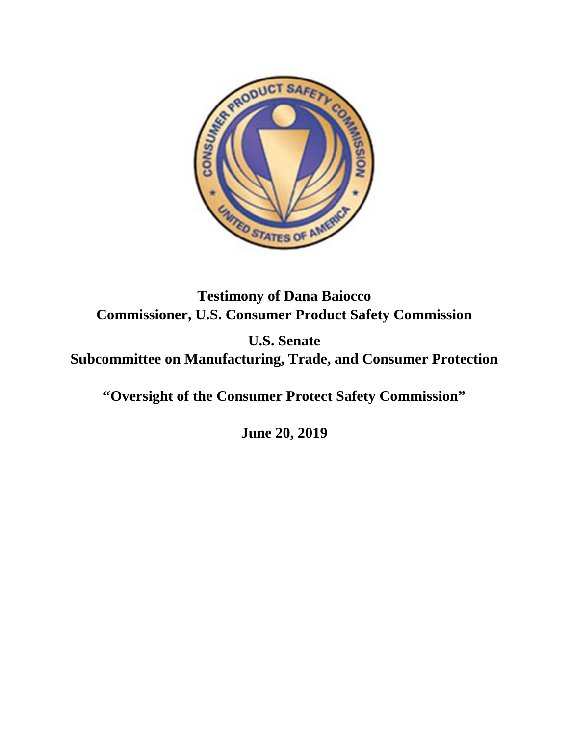**Testimony of Dana Baiocco**
**Commissioner, U.S. Consumer Product Safety Commission**

**U.S. Senate**
**Subcommittee on Manufacturing, Trade, and Consumer Protection**

**"Oversight of the Consumer Protect Safety Commission"**

**June 20, 2019**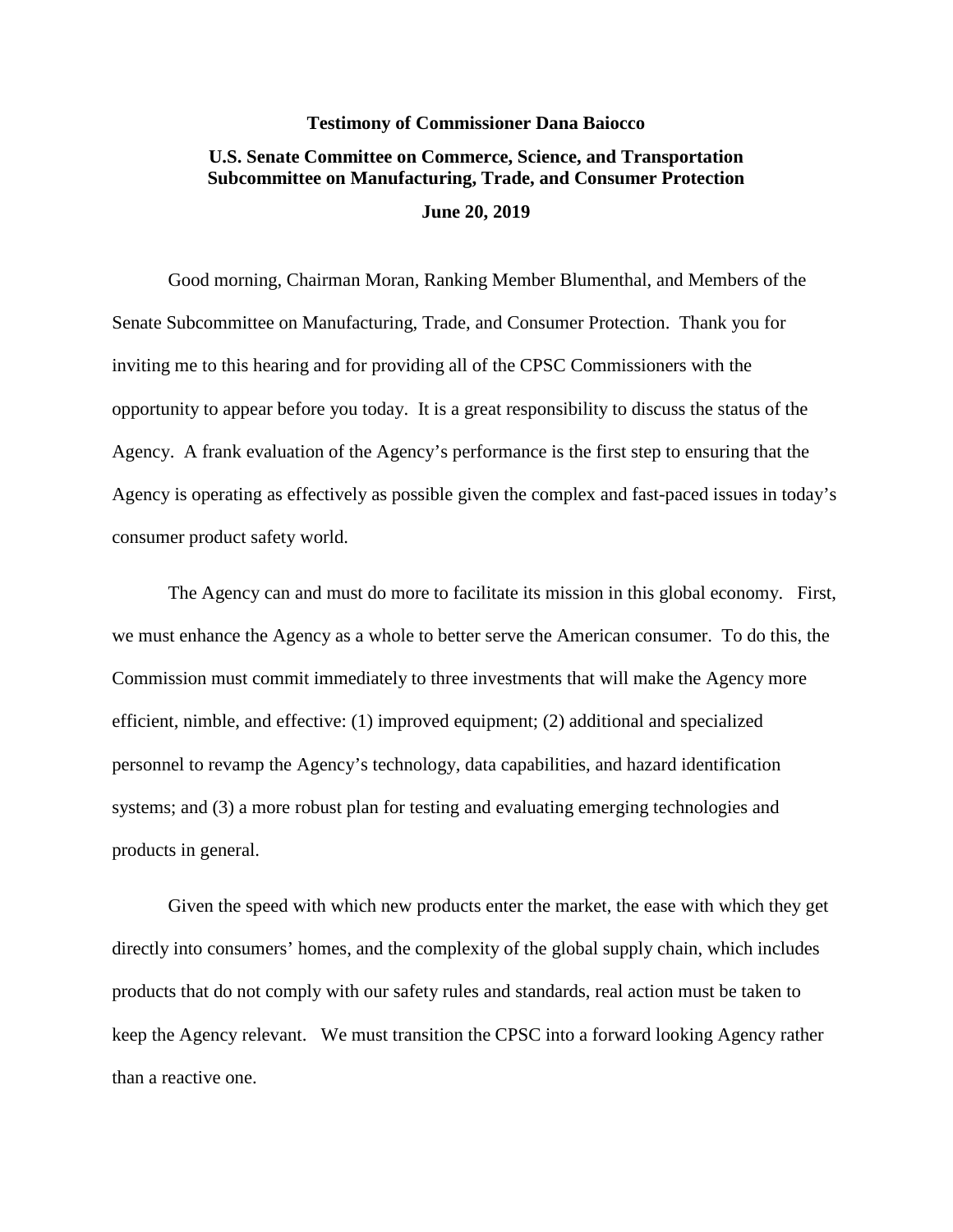**Testimony of Commissioner Dana Baiocco**

**U.S. Senate Committee on Commerce, Science, and Transportation**
**Subcommittee on Manufacturing, Trade, and Consumer Protection**

**June 20, 2019**

Good morning, Chairman Moran, Ranking Member Blumenthal, and Members of the Senate Subcommittee on Manufacturing, Trade, and Consumer Protection. Thank you for inviting me to this hearing and for providing all of the CPSC Commissioners with the opportunity to appear before you today. It is a great responsibility to discuss the status of the Agency. A frank evaluation of the Agency's performance is the first step to ensuring that the Agency is operating as effectively as possible given the complex and fast-paced issues in today's consumer product safety world.

The Agency can and must do more to facilitate its mission in this global economy. First, we must enhance the Agency as a whole to better serve the American consumer. To do this, the Commission must commit immediately to three investments that will make the Agency more efficient, nimble, and effective: (1) improved equipment; (2) additional and specialized personnel to revamp the Agency's technology, data capabilities, and hazard identification systems; and (3) a more robust plan for testing and evaluating emerging technologies and products in general.

Given the speed with which new products enter the market, the ease with which they get directly into consumers' homes, and the complexity of the global supply chain, which includes products that do not comply with our safety rules and standards, real action must be taken to keep the Agency relevant. We must transition the CPSC into a forward looking Agency rather than a reactive one.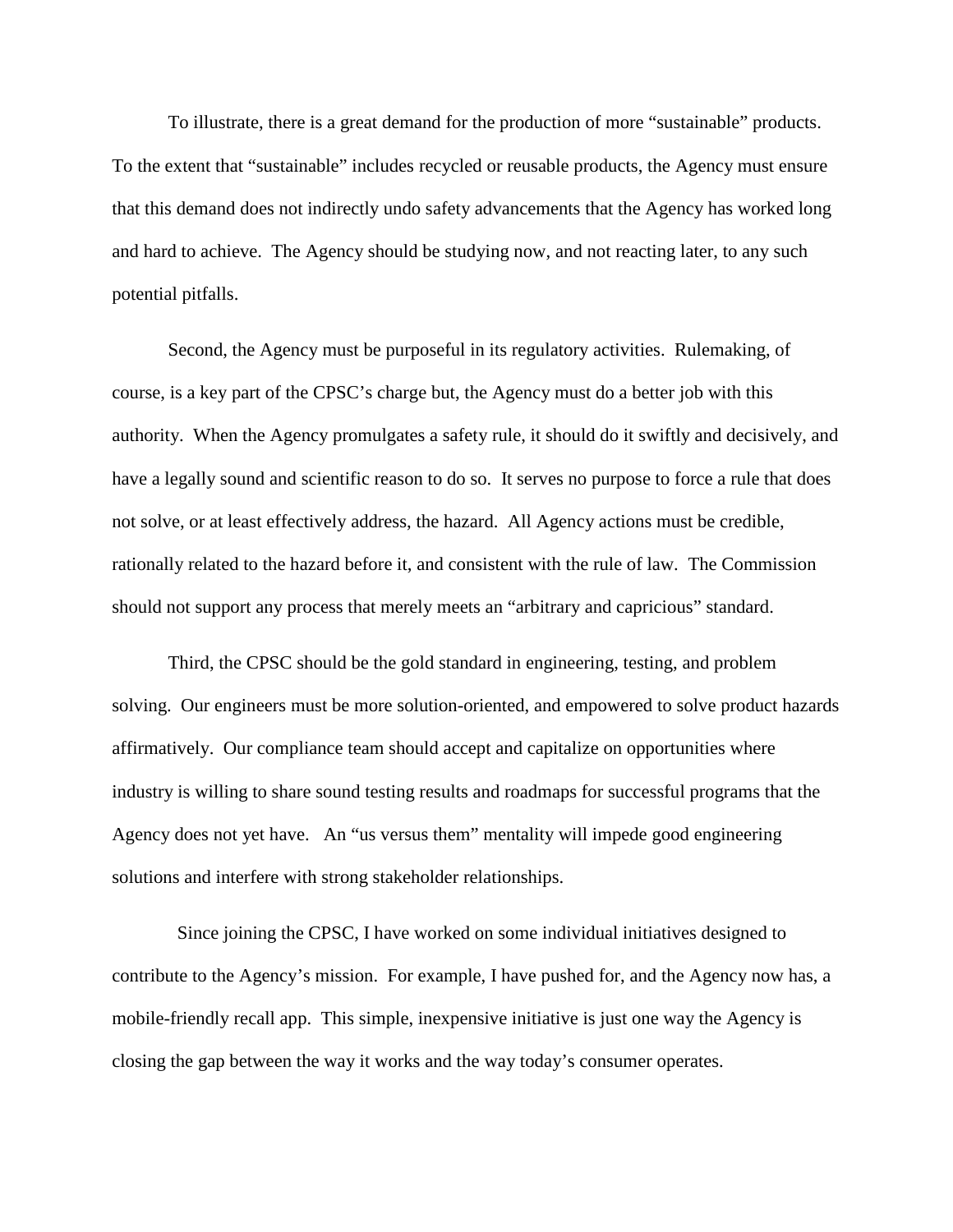To illustrate, there is a great demand for the production of more "sustainable" products. To the extent that "sustainable" includes recycled or reusable products, the Agency must ensure that this demand does not indirectly undo safety advancements that the Agency has worked long and hard to achieve. The Agency should be studying now, and not reacting later, to any such potential pitfalls.

Second, the Agency must be purposeful in its regulatory activities. Rulemaking, of course, is a key part of the CPSC's charge but, the Agency must do a better job with this authority. When the Agency promulgates a safety rule, it should do it swiftly and decisively, and have a legally sound and scientific reason to do so. It serves no purpose to force a rule that does not solve, or at least effectively address, the hazard. All Agency actions must be credible, rationally related to the hazard before it, and consistent with the rule of law. The Commission should not support any process that merely meets an "arbitrary and capricious" standard.

Third, the CPSC should be the gold standard in engineering, testing, and problem solving. Our engineers must be more solution-oriented, and empowered to solve product hazards affirmatively. Our compliance team should accept and capitalize on opportunities where industry is willing to share sound testing results and roadmaps for successful programs that the Agency does not yet have. An "us versus them" mentality will impede good engineering solutions and interfere with strong stakeholder relationships.

Since joining the CPSC, I have worked on some individual initiatives designed to contribute to the Agency's mission. For example, I have pushed for, and the Agency now has, a mobile-friendly recall app. This simple, inexpensive initiative is just one way the Agency is closing the gap between the way it works and the way today's consumer operates.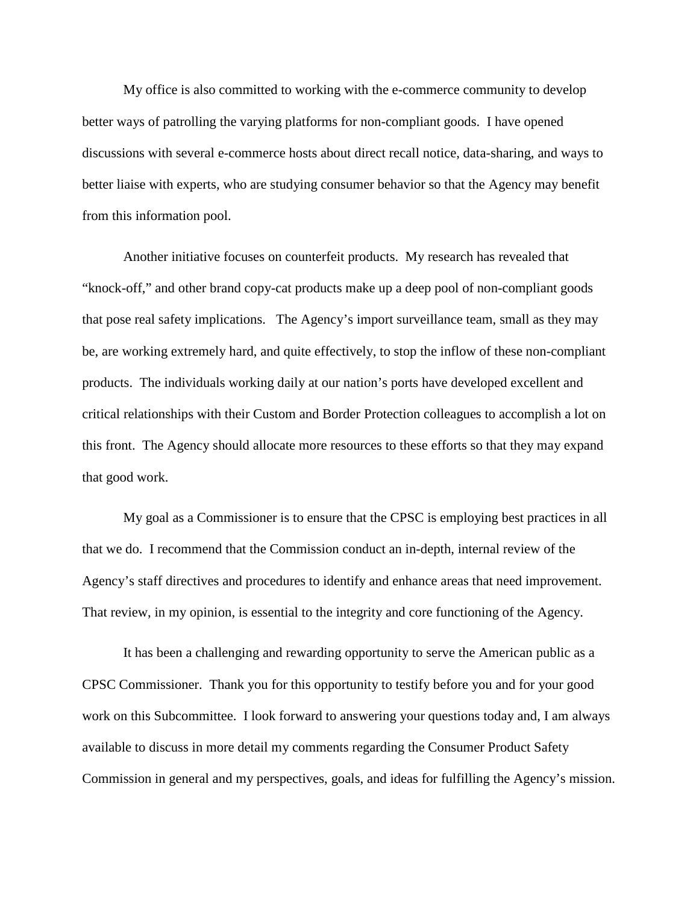My office is also committed to working with the e-commerce community to develop better ways of patrolling the varying platforms for non-compliant goods. I have opened discussions with several e-commerce hosts about direct recall notice, data-sharing, and ways to better liaise with experts, who are studying consumer behavior so that the Agency may benefit from this information pool.

Another initiative focuses on counterfeit products. My research has revealed that "knock-off," and other brand copy-cat products make up a deep pool of non-compliant goods that pose real safety implications. The Agency's import surveillance team, small as they may be, are working extremely hard, and quite effectively, to stop the inflow of these non-compliant products. The individuals working daily at our nation's ports have developed excellent and critical relationships with their Custom and Border Protection colleagues to accomplish a lot on this front. The Agency should allocate more resources to these efforts so that they may expand that good work.

My goal as a Commissioner is to ensure that the CPSC is employing best practices in all that we do. I recommend that the Commission conduct an in-depth, internal review of the Agency's staff directives and procedures to identify and enhance areas that need improvement. That review, in my opinion, is essential to the integrity and core functioning of the Agency.

It has been a challenging and rewarding opportunity to serve the American public as a CPSC Commissioner. Thank you for this opportunity to testify before you and for your good work on this Subcommittee. I look forward to answering your questions today and, I am always available to discuss in more detail my comments regarding the Consumer Product Safety Commission in general and my perspectives, goals, and ideas for fulfilling the Agency's mission.